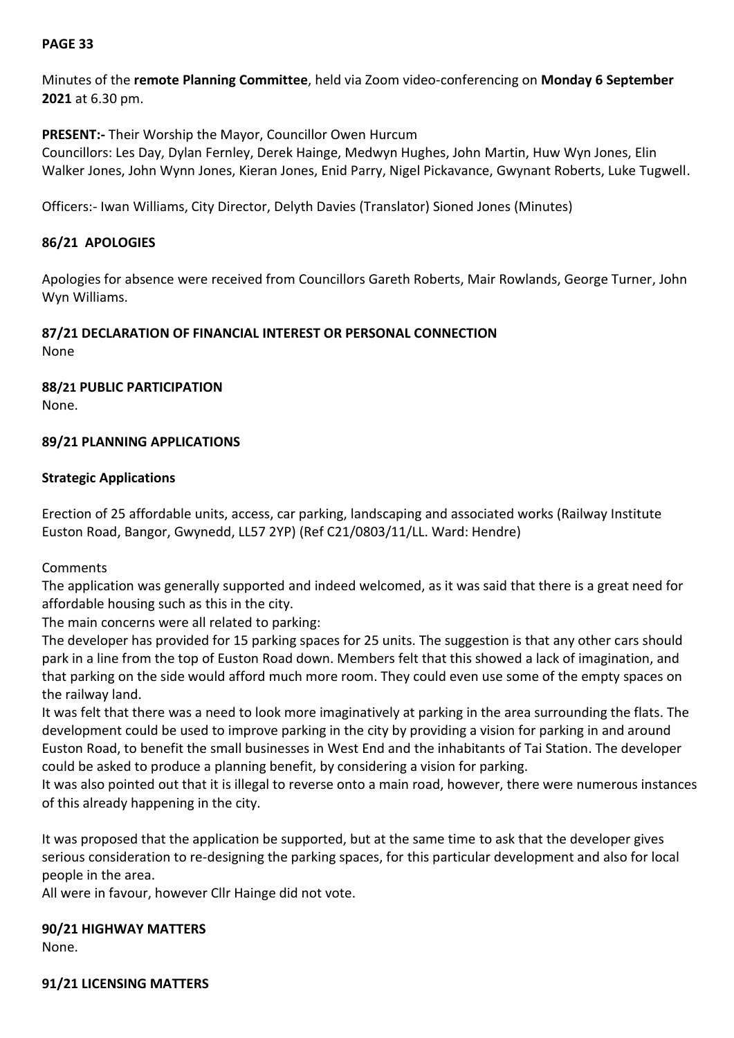**PAGE 33**

Minutes of the **remote Planning Committee**, held via Zoom video-conferencing on **Monday 6 September 2021** at 6.30 pm.

**PRESENT:-** Their Worship the Mayor, Councillor Owen Hurcum
Councillors: Les Day, Dylan Fernley, Derek Hainge, Medwyn Hughes, John Martin, Huw Wyn Jones, Elin Walker Jones, John Wynn Jones, Kieran Jones, Enid Parry, Nigel Pickavance, Gwynant Roberts, Luke Tugwell.

Officers:- Iwan Williams, City Director, Delyth Davies (Translator) Sioned Jones (Minutes)

## 86/21 APOLOGIES

Apologies for absence were received from Councillors Gareth Roberts, Mair Rowlands, George Turner, John Wyn Williams.

## 87/21 DECLARATION OF FINANCIAL INTEREST OR PERSONAL CONNECTION

None

## 88/21 PUBLIC PARTICIPATION

None.

## 89/21 PLANNING APPLICATIONS

### Strategic Applications

Erection of 25 affordable units, access, car parking, landscaping and associated works (Railway Institute Euston Road, Bangor, Gwynedd, LL57 2YP) (Ref C21/0803/11/LL. Ward: Hendre)

Comments

The application was generally supported and indeed welcomed, as it was said that there is a great need for affordable housing such as this in the city.

The main concerns were all related to parking:

The developer has provided for 15 parking spaces for 25 units. The suggestion is that any other cars should park in a line from the top of Euston Road down. Members felt that this showed a lack of imagination, and that parking on the side would afford much more room. They could even use some of the empty spaces on the railway land.

It was felt that there was a need to look more imaginatively at parking in the area surrounding the flats. The development could be used to improve parking in the city by providing a vision for parking in and around Euston Road, to benefit the small businesses in West End and the inhabitants of Tai Station. The developer could be asked to produce a planning benefit, by considering a vision for parking.

It was also pointed out that it is illegal to reverse onto a main road, however, there were numerous instances of this already happening in the city.

It was proposed that the application be supported, but at the same time to ask that the developer gives serious consideration to re-designing the parking spaces, for this particular development and also for local people in the area.

All were in favour, however Cllr Hainge did not vote.

## 90/21 HIGHWAY MATTERS

None.

## 91/21 LICENSING MATTERS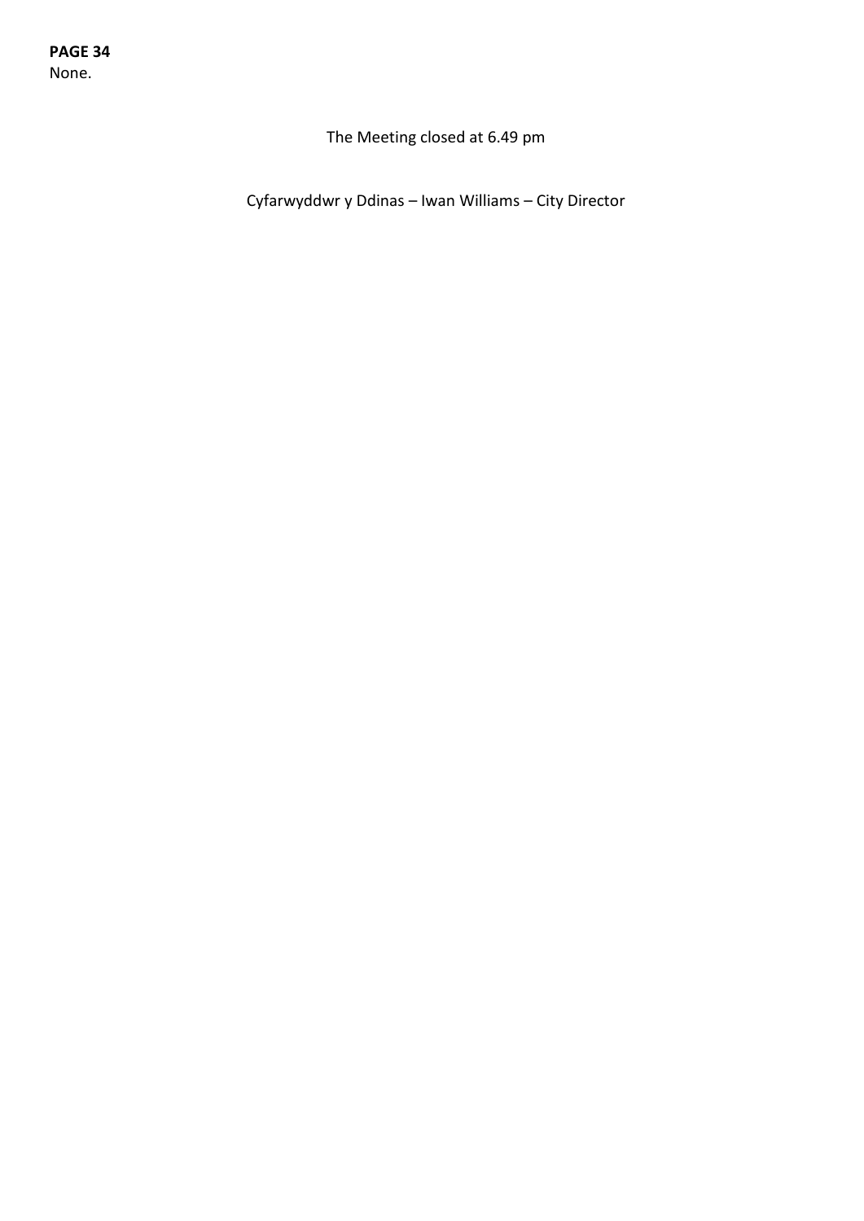**PAGE 34**
None.

The Meeting closed at 6.49 pm

Cyfarwyddwr y Ddinas – Iwan Williams – City Director